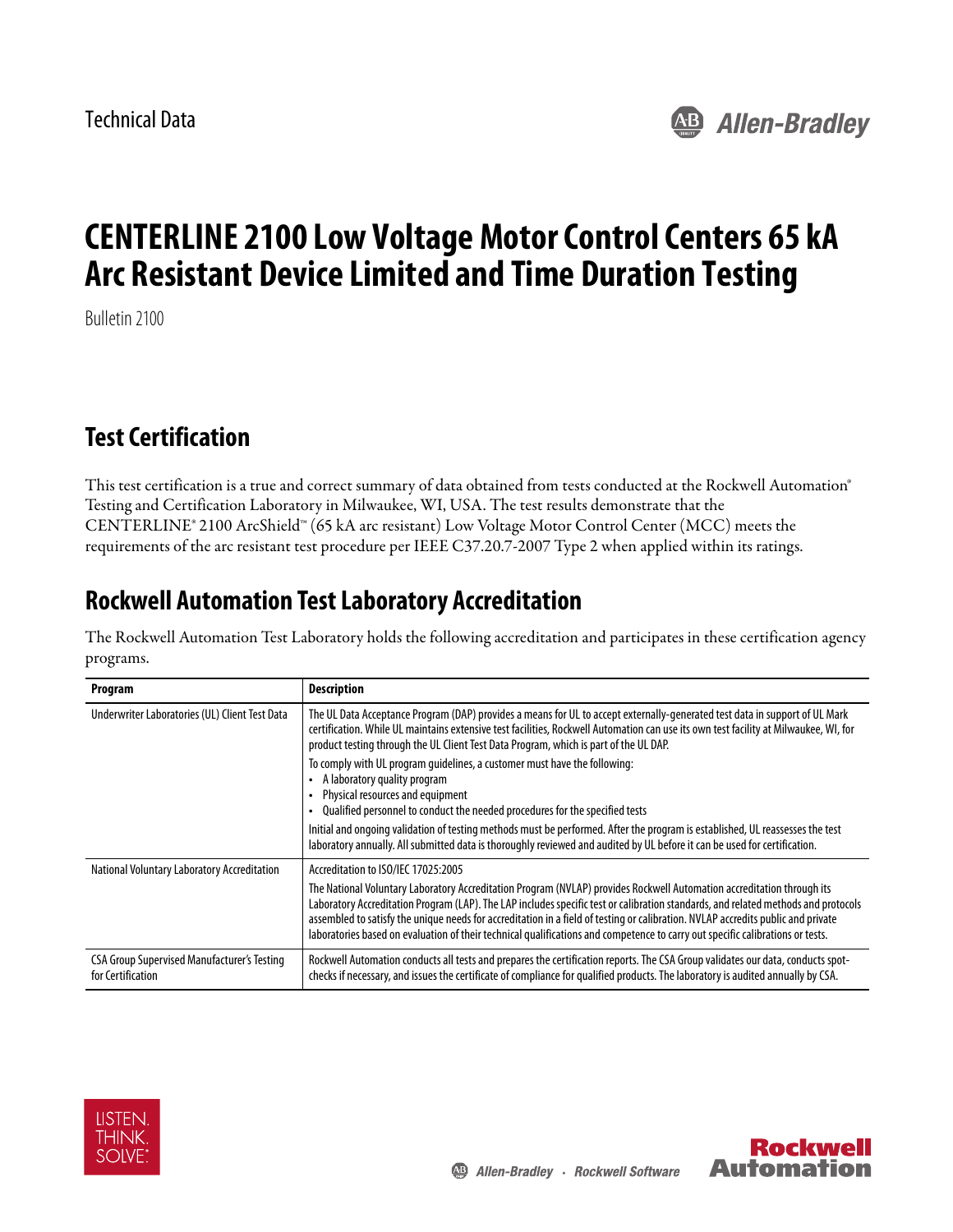Technical Data

# CENTERLINE 2100 Low Voltage Motor Control Centers 65 kA Arc Resistant Device Limited and Time Duration Testing

Bulletin 2100

## Test Certification

This test certification is a true and correct summary of data obtained from tests conducted at the Rockwell Automation® Testing and Certification Laboratory in Milwaukee, WI, USA. The test results demonstrate that the CENTERLINE® 2100 ArcShield™ (65 kA arc resistant) Low Voltage Motor Control Center (MCC) meets the requirements of the arc resistant test procedure per IEEE C37.20.7-2007 Type 2 when applied within its ratings.

## Rockwell Automation Test Laboratory Accreditation

The Rockwell Automation Test Laboratory holds the following accreditation and participates in these certification agency programs.

| Program | Description |
| --- | --- |
| Underwriter Laboratories (UL) Client Test Data | The UL Data Acceptance Program (DAP) provides a means for UL to accept externally-generated test data in support of UL Mark certification. While UL maintains extensive test facilities, Rockwell Automation can use its own test facility at Milwaukee, WI, for product testing through the UL Client Test Data Program, which is part of the UL DAP.<br>To comply with UL program guidelines, a customer must have the following:<br>• A laboratory quality program<br>• Physical resources and equipment<br>• Qualified personnel to conduct the needed procedures for the specified tests<br>Initial and ongoing validation of testing methods must be performed. After the program is established, UL reassesses the test laboratory annually. All submitted data is thoroughly reviewed and audited by UL before it can be used for certification. |
| National Voluntary Laboratory Accreditation | Accreditation to ISO/IEC 17025:2005<br>The National Voluntary Laboratory Accreditation Program (NVLAP) provides Rockwell Automation accreditation through its Laboratory Accreditation Program (LAP). The LAP includes specific test or calibration standards, and related methods and protocols assembled to satisfy the unique needs for accreditation in a field of testing or calibration. NVLAP accredits public and private laboratories based on evaluation of their technical qualifications and competence to carry out specific calibrations or tests. |
| CSA Group Supervised Manufacturer's Testing for Certification | Rockwell Automation conducts all tests and prepares the certification reports. The CSA Group validates our data, conducts spot-checks if necessary, and issues the certificate of compliance for qualified products. The laboratory is audited annually by CSA. |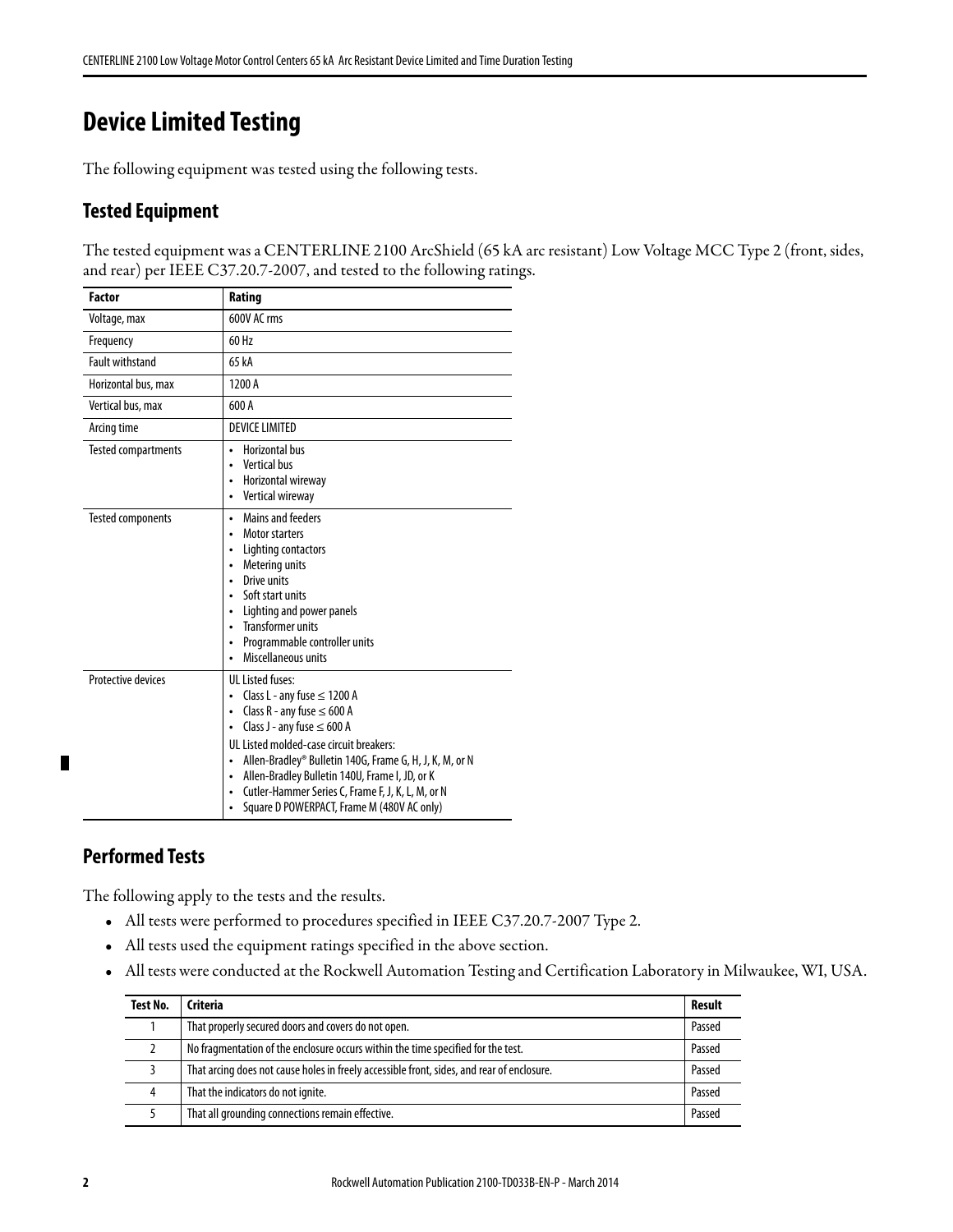# Device Limited Testing

The following equipment was tested using the following tests.

## Tested Equipment

The tested equipment was a CENTERLINE 2100 ArcShield (65 kA arc resistant) Low Voltage MCC Type 2 (front, sides, and rear) per IEEE C37.20.7-2007, and tested to the following ratings.

| Factor | Rating |
|---|---|
| Voltage, max | 600V AC rms |
| Frequency | 60 Hz |
| Fault withstand | 65 kA |
| Horizontal bus, max | 1200 A |
| Vertical bus, max | 600 A |
| Arcing time | DEVICE LIMITED |
| Tested compartments | • Horizontal bus<br>• Vertical bus<br>• Horizontal wireway<br>• Vertical wireway |
| Tested components | • Mains and feeders<br>• Motor starters<br>• Lighting contactors<br>• Metering units<br>• Drive units<br>• Soft start units<br>• Lighting and power panels<br>• Transformer units<br>• Programmable controller units<br>• Miscellaneous units |
| Protective devices | UL Listed fuses:<br>• Class L - any fuse ≤ 1200 A<br>• Class R - any fuse ≤ 600 A<br>• Class J - any fuse ≤ 600 A<br>UL Listed molded-case circuit breakers:<br>• Allen-Bradley® Bulletin 140G, Frame G, H, J, K, M, or N<br>• Allen-Bradley Bulletin 140U, Frame I, JD, or K<br>• Cutler-Hammer Series C, Frame F, J, K, L, M, or N<br>• Square D POWERPACT, Frame M (480V AC only) |

## Performed Tests

The following apply to the tests and the results.

- All tests were performed to procedures specified in IEEE C37.20.7-2007 Type 2.
- All tests used the equipment ratings specified in the above section.
- All tests were conducted at the Rockwell Automation Testing and Certification Laboratory in Milwaukee, WI, USA.

| Test No. | Criteria | Result |
|---|---|---|
| 1 | That properly secured doors and covers do not open. | Passed |
| 2 | No fragmentation of the enclosure occurs within the time specified for the test. | Passed |
| 3 | That arcing does not cause holes in freely accessible front, sides, and rear of enclosure. | Passed |
| 4 | That the indicators do not ignite. | Passed |
| 5 | That all grounding connections remain effective. | Passed |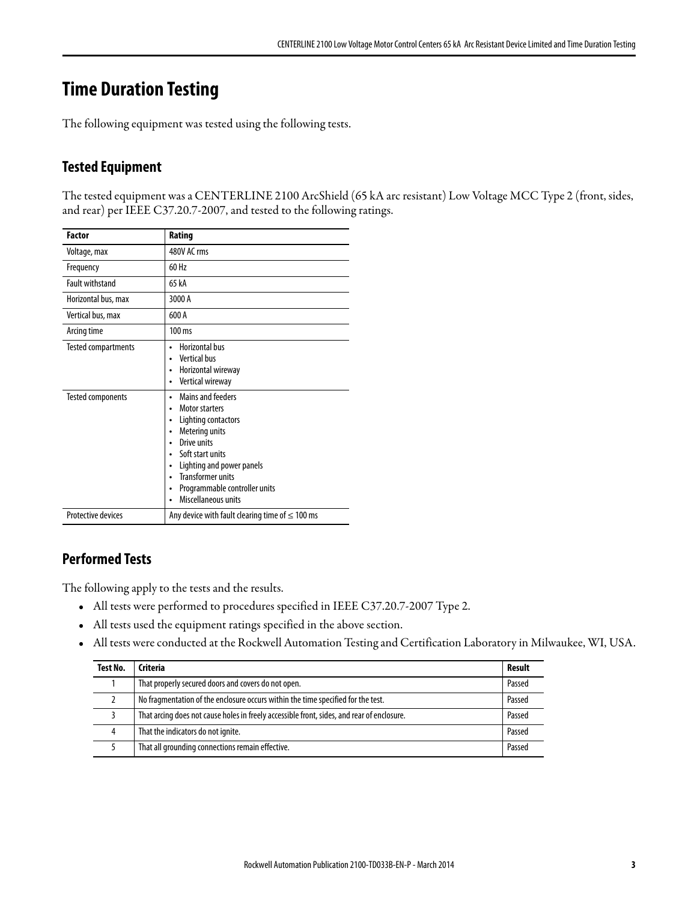# Time Duration Testing

The following equipment was tested using the following tests.

## Tested Equipment

The tested equipment was a CENTERLINE 2100 ArcShield (65 kA arc resistant) Low Voltage MCC Type 2 (front, sides, and rear) per IEEE C37.20.7-2007, and tested to the following ratings.

| Factor | Rating |
|---|---|
| Voltage, max | 480V AC rms |
| Frequency | 60 Hz |
| Fault withstand | 65 kA |
| Horizontal bus, max | 3000 A |
| Vertical bus, max | 600 A |
| Arcing time | 100 ms |
| Tested compartments | • Horizontal bus<br>• Vertical bus<br>• Horizontal wireway<br>• Vertical wireway |
| Tested components | • Mains and feeders<br>• Motor starters<br>• Lighting contactors<br>• Metering units<br>• Drive units<br>• Soft start units<br>• Lighting and power panels<br>• Transformer units<br>• Programmable controller units<br>• Miscellaneous units |
| Protective devices | Any device with fault clearing time of ≤ 100 ms |

## Performed Tests

The following apply to the tests and the results.

- All tests were performed to procedures specified in IEEE C37.20.7-2007 Type 2.
- All tests used the equipment ratings specified in the above section.
- All tests were conducted at the Rockwell Automation Testing and Certification Laboratory in Milwaukee, WI, USA.

| Test No. | Criteria | Result |
|---|---|---|
| 1 | That properly secured doors and covers do not open. | Passed |
| 2 | No fragmentation of the enclosure occurs within the time specified for the test. | Passed |
| 3 | That arcing does not cause holes in freely accessible front, sides, and rear of enclosure. | Passed |
| 4 | That the indicators do not ignite. | Passed |
| 5 | That all grounding connections remain effective. | Passed |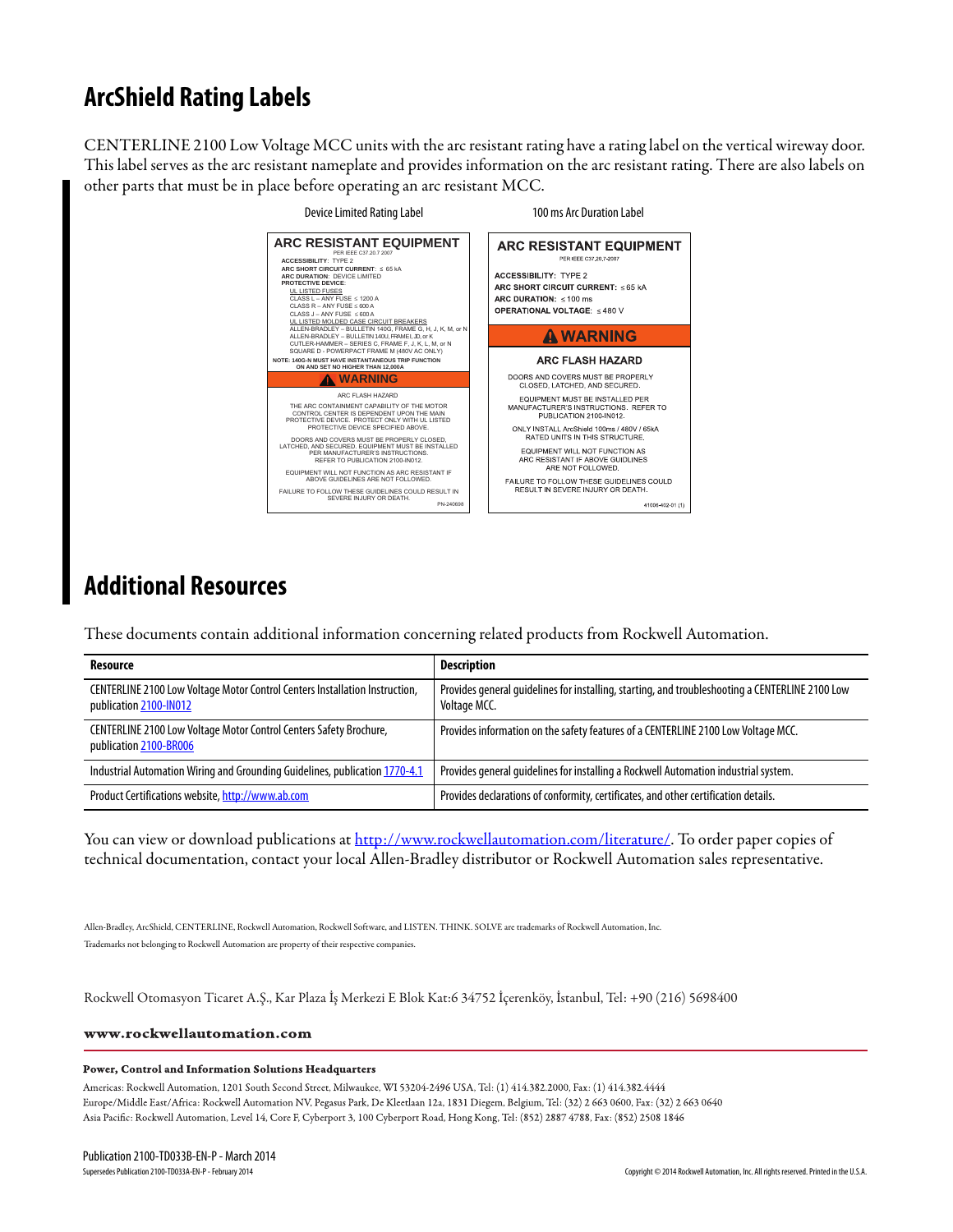## ArcShield Rating Labels

CENTERLINE 2100 Low Voltage MCC units with the arc resistant rating have a rating label on the vertical wireway door. This label serves as the arc resistant nameplate and provides information on the arc resistant rating. There are also labels on other parts that must be in place before operating an arc resistant MCC.

Device Limited Rating Label

**ARC RESISTANT EQUIPMENT**
PER IEEE C37.20.7 2007

**ACCESSIBILITY**: TYPE 2
**ARC SHORT CIRCUIT CURRENT**: ≤ 65 kA
**ARC DURATION**: DEVICE LIMITED
**PROTECTIVE DEVICE**:
UL LISTED FUSES
CLASS L – ANY FUSE ≤ 1200 A
CLASS R – ANY FUSE ≤ 600 A
CLASS J – ANY FUSE ≤ 600 A
UL LISTED MOLDED CASE CIRCUIT BREAKERS
ALLEN-BRADLEY – BULLETIN 140G, FRAME G, H, J, K, M, or N
ALLEN-BRADLEY – BULLETIN 140U, FRAME I, JD, or K
CUTLER-HAMMER – SERIES C, FRAME F, J, K, L, M, or N
SQUARE D - POWERPACT FRAME M (480V AC ONLY)
**NOTE: 140G-N MUST HAVE INSTANTANEOUS TRIP FUNCTION ON AND SET NO HIGHER THAN 12,000A**

**WARNING**

ARC FLASH HAZARD

THE ARC CONTAINMENT CAPABILITY OF THE MOTOR CONTROL CENTER IS DEPENDENT UPON THE MAIN PROTECTIVE DEVICE. PROTECT ONLY WITH UL LISTED PROTECTIVE DEVICE SPECIFIED ABOVE.

DOORS AND COVERS MUST BE PROPERLY CLOSED, LATCHED, AND SECURED. EQUIPMENT MUST BE INSTALLED PER MANUFACTURER'S INSTRUCTIONS. REFER TO PUBLICATION 2100-IN012.

EQUIPMENT WILL NOT FUNCTION AS ARC RESISTANT IF ABOVE GUIDELINES ARE NOT FOLLOWED.

FAILURE TO FOLLOW THESE GUIDELINES COULD RESULT IN SEVERE INJURY OR DEATH.

PN-240698

100 ms Arc Duration Label

**ARC RESISTANT EQUIPMENT**
PER IEEE C37.20.7-2007

**ACCESSIBILITY**: TYPE 2
**ARC SHORT CIRCUIT CURRENT**: ≤ 65 kA
**ARC DURATION**: ≤ 100 ms
**OPERATIONAL VOLTAGE**: ≤ 480 V

**WARNING**

**ARC FLASH HAZARD**

DOORS AND COVERS MUST BE PROPERLY CLOSED, LATCHED, AND SECURED.

EQUIPMENT MUST BE INSTALLED PER MANUFACTURER'S INSTRUCTIONS. REFER TO PUBLICATION 2100-IN012.

ONLY INSTALL ArcShield 100ms / 480V / 65kA RATED UNITS IN THIS STRUCTURE.

EQUIPMENT WILL NOT FUNCTION AS ARC RESISTANT IF ABOVE GUIDELINES ARE NOT FOLLOWED.

FAILURE TO FOLLOW THESE GUIDELINES COULD RESULT IN SEVERE INJURY OR DEATH.

41006-402-01 (1)

## Additional Resources

These documents contain additional information concerning related products from Rockwell Automation.

| Resource | Description |
|---|---|
| CENTERLINE 2100 Low Voltage Motor Control Centers Installation Instruction, publication 2100-IN012 | Provides general guidelines for installing, starting, and troubleshooting a CENTERLINE 2100 Low Voltage MCC. |
| CENTERLINE 2100 Low Voltage Motor Control Centers Safety Brochure, publication 2100-BR006 | Provides information on the safety features of a CENTERLINE 2100 Low Voltage MCC. |
| Industrial Automation Wiring and Grounding Guidelines, publication 1770-4.1 | Provides general guidelines for installing a Rockwell Automation industrial system. |
| Product Certifications website, http://www.ab.com | Provides declarations of conformity, certificates, and other certification details. |

You can view or download publications at http://www.rockwellautomation.com/literature/. To order paper copies of technical documentation, contact your local Allen-Bradley distributor or Rockwell Automation sales representative.

Allen-Bradley, ArcShield, CENTERLINE, Rockwell Automation, Rockwell Software, and LISTEN. THINK. SOLVE are trademarks of Rockwell Automation, Inc.

Trademarks not belonging to Rockwell Automation are property of their respective companies.

Rockwell Otomasyon Ticaret A.Ş., Kar Plaza İş Merkezi E Blok Kat:6 34752 İçerenköy, İstanbul, Tel: +90 (216) 5698400

**www.rockwellautomation.com**

**Power, Control and Information Solutions Headquarters**

Americas: Rockwell Automation, 1201 South Second Street, Milwaukee, WI 53204-2496 USA, Tel: (1) 414.382.2000, Fax: (1) 414.382.4444
Europe/Middle East/Africa: Rockwell Automation NV, Pegasus Park, De Kleetlaan 12a, 1831 Diegem, Belgium, Tel: (32) 2 663 0600, Fax: (32) 2 663 0640
Asia Pacific: Rockwell Automation, Level 14, Core F, Cyberport 3, 100 Cyberport Road, Hong Kong, Tel: (852) 2887 4788, Fax: (852) 2508 1846

Publication 2100-TD033B-EN-P - March 2014
Supersedes Publication 2100-TD033A-EN-P - February 2014

Copyright © 2014 Rockwell Automation, Inc. All rights reserved. Printed in the U.S.A.